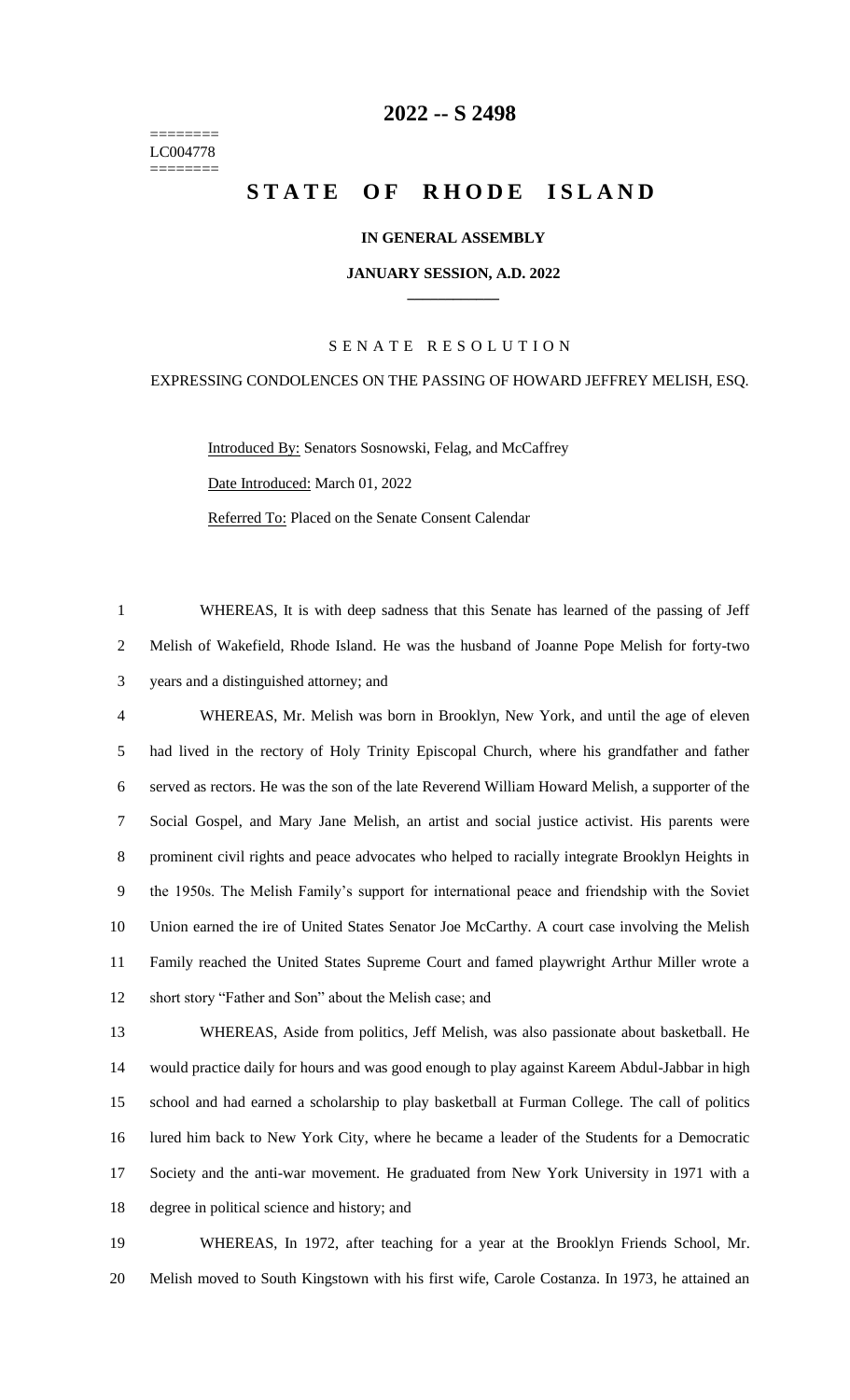========
LC004778
========

# 2022 -- S 2498

# STATE OF RHODE ISLAND

**IN GENERAL ASSEMBLY**

**JANUARY SESSION, A.D. 2022**

SENATE RESOLUTION

EXPRESSING CONDOLENCES ON THE PASSING OF HOWARD JEFFREY MELISH, ESQ.

Introduced By: Senators Sosnowski, Felag, and McCaffrey

Date Introduced: March 01, 2022

Referred To: Placed on the Senate Consent Calendar

1 WHEREAS, It is with deep sadness that this Senate has learned of the passing of Jeff
2 Melish of Wakefield, Rhode Island. He was the husband of Joanne Pope Melish for forty-two
3 years and a distinguished attorney; and

4 WHEREAS, Mr. Melish was born in Brooklyn, New York, and until the age of eleven
5 had lived in the rectory of Holy Trinity Episcopal Church, where his grandfather and father
6 served as rectors. He was the son of the late Reverend William Howard Melish, a supporter of the
7 Social Gospel, and Mary Jane Melish, an artist and social justice activist. His parents were
8 prominent civil rights and peace advocates who helped to racially integrate Brooklyn Heights in
9 the 1950s. The Melish Family's support for international peace and friendship with the Soviet
10 Union earned the ire of United States Senator Joe McCarthy. A court case involving the Melish
11 Family reached the United States Supreme Court and famed playwright Arthur Miller wrote a
12 short story "Father and Son" about the Melish case; and

13 WHEREAS, Aside from politics, Jeff Melish, was also passionate about basketball. He
14 would practice daily for hours and was good enough to play against Kareem Abdul-Jabbar in high
15 school and had earned a scholarship to play basketball at Furman College. The call of politics
16 lured him back to New York City, where he became a leader of the Students for a Democratic
17 Society and the anti-war movement. He graduated from New York University in 1971 with a
18 degree in political science and history; and

19 WHEREAS, In 1972, after teaching for a year at the Brooklyn Friends School, Mr.
20 Melish moved to South Kingstown with his first wife, Carole Costanza. In 1973, he attained an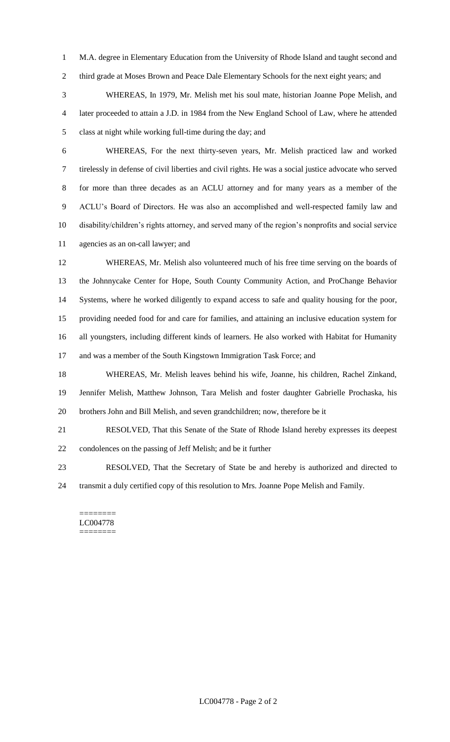M.A. degree in Elementary Education from the University of Rhode Island and taught second and third grade at Moses Brown and Peace Dale Elementary Schools for the next eight years; and

WHEREAS, In 1979, Mr. Melish met his soul mate, historian Joanne Pope Melish, and later proceeded to attain a J.D. in 1984 from the New England School of Law, where he attended class at night while working full-time during the day; and

WHEREAS, For the next thirty-seven years, Mr. Melish practiced law and worked tirelessly in defense of civil liberties and civil rights. He was a social justice advocate who served for more than three decades as an ACLU attorney and for many years as a member of the ACLU's Board of Directors. He was also an accomplished and well-respected family law and disability/children's rights attorney, and served many of the region's nonprofits and social service agencies as an on-call lawyer; and

WHEREAS, Mr. Melish also volunteered much of his free time serving on the boards of the Johnnycake Center for Hope, South County Community Action, and ProChange Behavior Systems, where he worked diligently to expand access to safe and quality housing for the poor, providing needed food for and care for families, and attaining an inclusive education system for all youngsters, including different kinds of learners. He also worked with Habitat for Humanity and was a member of the South Kingstown Immigration Task Force; and

WHEREAS, Mr. Melish leaves behind his wife, Joanne, his children, Rachel Zinkand, Jennifer Melish, Matthew Johnson, Tara Melish and foster daughter Gabrielle Prochaska, his brothers John and Bill Melish, and seven grandchildren; now, therefore be it

RESOLVED, That this Senate of the State of Rhode Island hereby expresses its deepest condolences on the passing of Jeff Melish; and be it further

RESOLVED, That the Secretary of State be and hereby is authorized and directed to transmit a duly certified copy of this resolution to Mrs. Joanne Pope Melish and Family.

========
LC004778
========